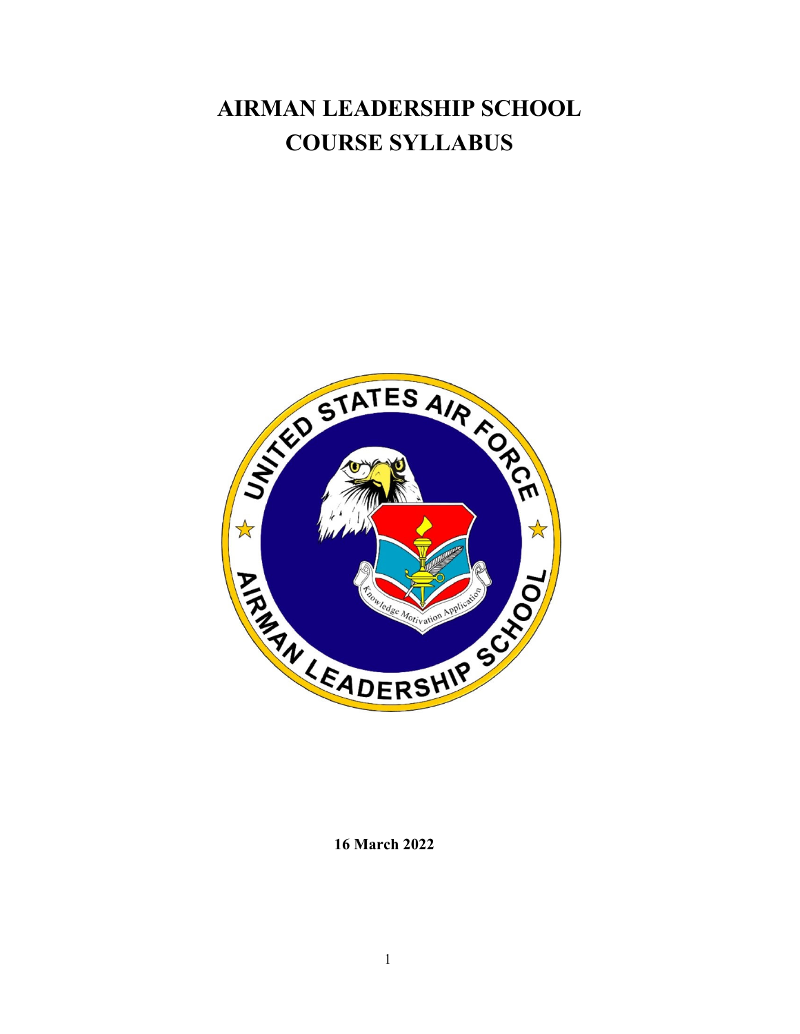# AIRMAN LEADERSHIP SCHOOL
# COURSE SYLLABUS

**16 March 2022**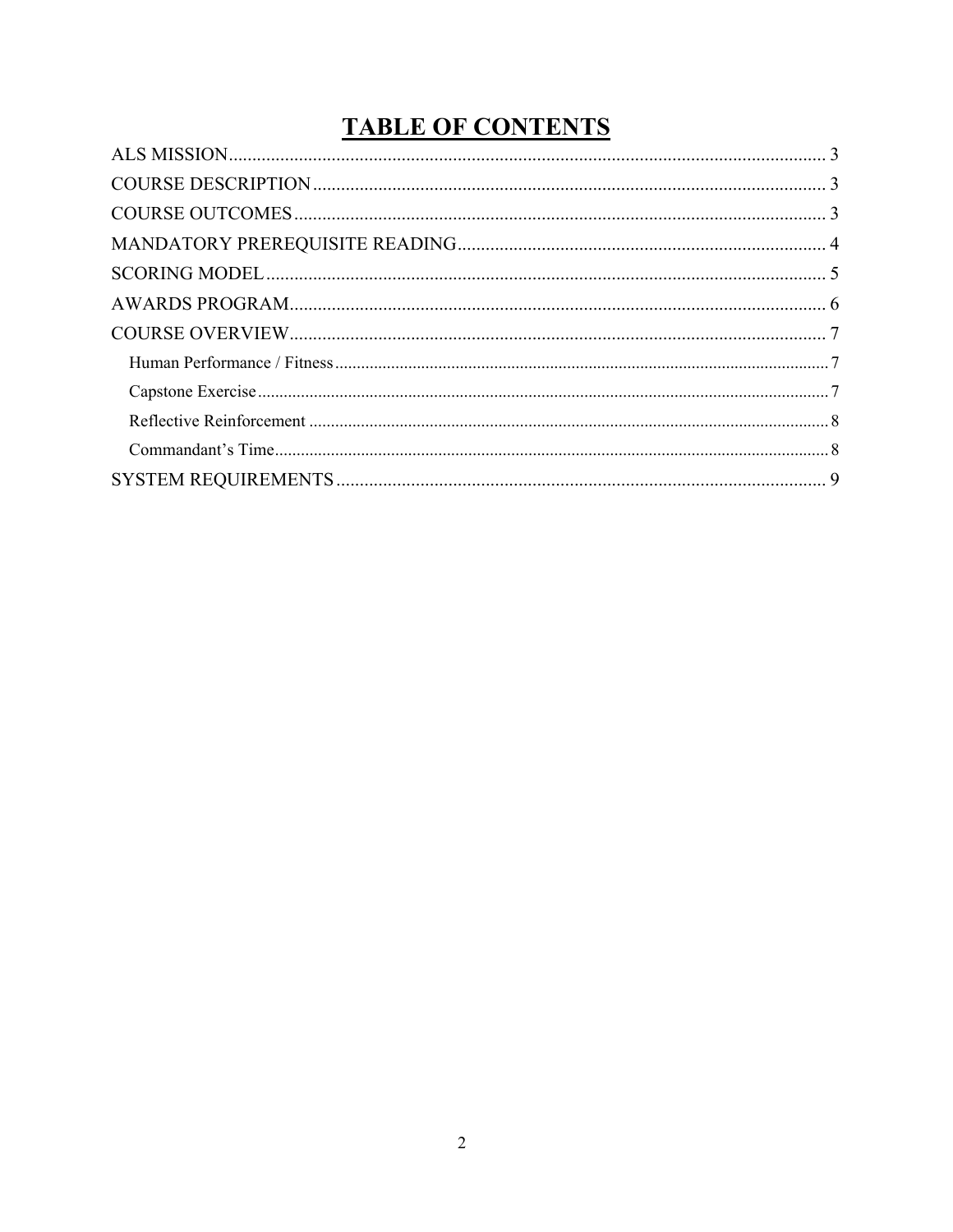# TABLE OF CONTENTS

ALS MISSION ........................................................................................................................ 3

COURSE DESCRIPTION ........................................................................................................ 3

COURSE OUTCOMES ........................................................................................................... 3

MANDATORY PREREQUISITE READING ............................................................................ 4

SCORING MODEL ................................................................................................................ 5

AWARDS PROGRAM ............................................................................................................ 6

COURSE OVERVIEW ............................................................................................................ 7

- Human Performance / Fitness ........................................................................................ 7
- Capstone Exercise .......................................................................................................... 7
- Reflective Reinforcement ................................................................................................ 8
- Commandant's Time ....................................................................................................... 8

SYSTEM REQUIREMENTS ................................................................................................... 9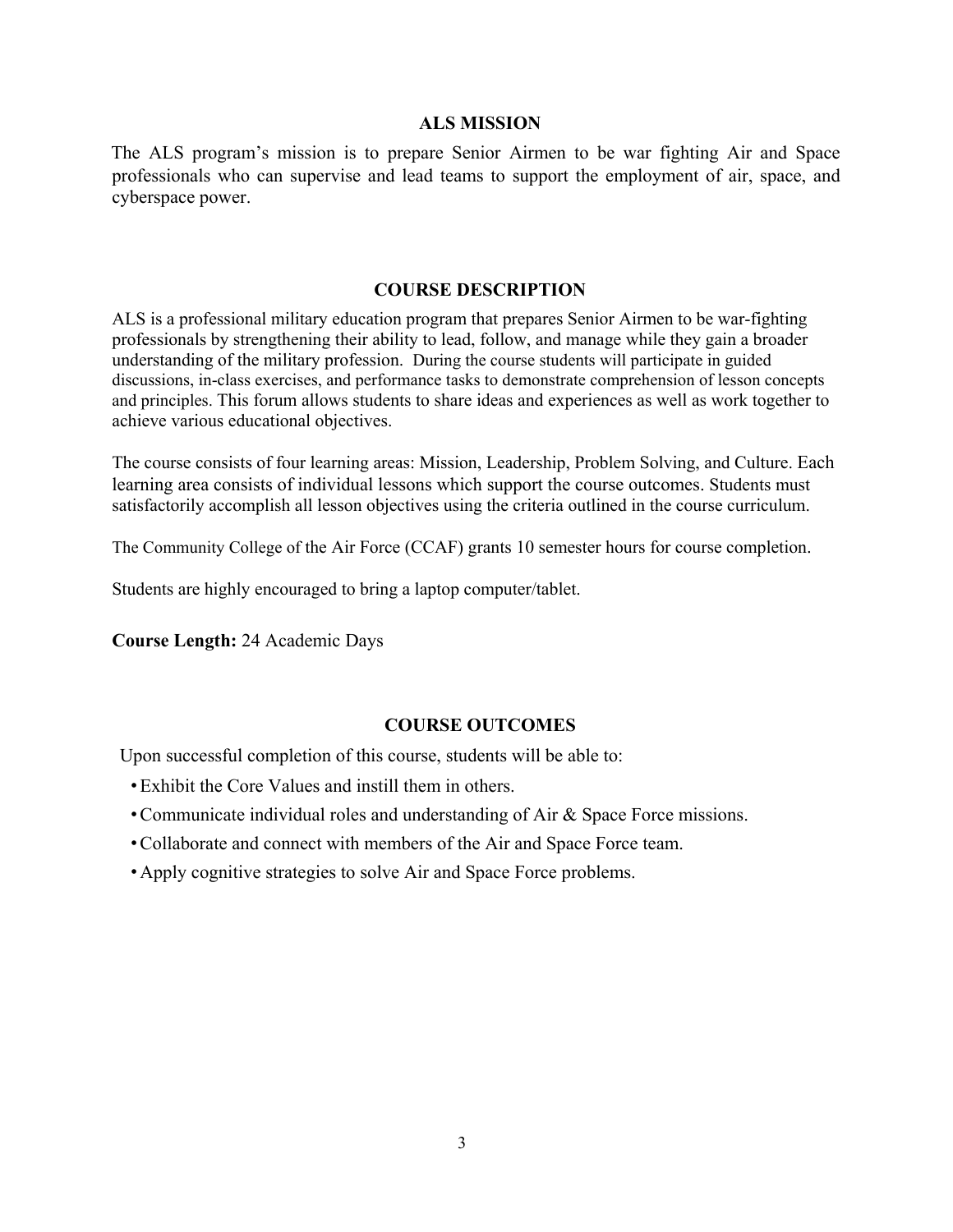## ALS MISSION

The ALS program's mission is to prepare Senior Airmen to be war fighting Air and Space professionals who can supervise and lead teams to support the employment of air, space, and cyberspace power.

## COURSE DESCRIPTION

ALS is a professional military education program that prepares Senior Airmen to be war-fighting professionals by strengthening their ability to lead, follow, and manage while they gain a broader understanding of the military profession. During the course students will participate in guided discussions, in-class exercises, and performance tasks to demonstrate comprehension of lesson concepts and principles. This forum allows students to share ideas and experiences as well as work together to achieve various educational objectives.

The course consists of four learning areas: Mission, Leadership, Problem Solving, and Culture. Each learning area consists of individual lessons which support the course outcomes. Students must satisfactorily accomplish all lesson objectives using the criteria outlined in the course curriculum.

The Community College of the Air Force (CCAF) grants 10 semester hours for course completion.

Students are highly encouraged to bring a laptop computer/tablet.

**Course Length:** 24 Academic Days

## COURSE OUTCOMES

Upon successful completion of this course, students will be able to:

- Exhibit the Core Values and instill them in others.
- Communicate individual roles and understanding of Air & Space Force missions.
- Collaborate and connect with members of the Air and Space Force team.
- Apply cognitive strategies to solve Air and Space Force problems.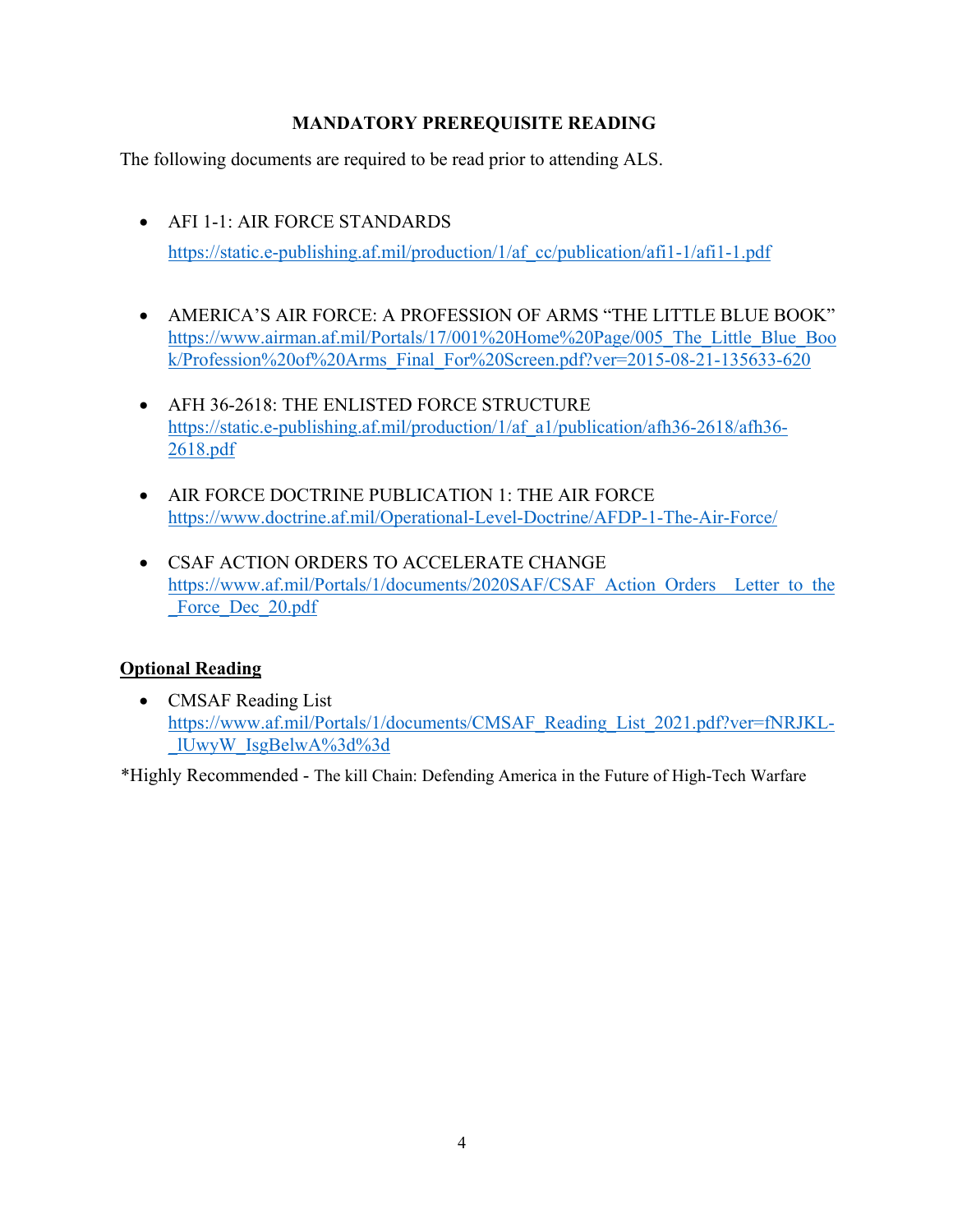**MANDATORY PREREQUISITE READING**

The following documents are required to be read prior to attending ALS.

- AFI 1-1: AIR FORCE STANDARDS
  https://static.e-publishing.af.mil/production/1/af_cc/publication/afi1-1/afi1-1.pdf

- AMERICA'S AIR FORCE: A PROFESSION OF ARMS "THE LITTLE BLUE BOOK"
  https://www.airman.af.mil/Portals/17/001%20Home%20Page/005_The_Little_Blue_Book/Profession%20of%20Arms_Final_For%20Screen.pdf?ver=2015-08-21-135633-620

- AFH 36-2618: THE ENLISTED FORCE STRUCTURE
  https://static.e-publishing.af.mil/production/1/af_a1/publication/afh36-2618/afh36-2618.pdf

- AIR FORCE DOCTRINE PUBLICATION 1: THE AIR FORCE
  https://www.doctrine.af.mil/Operational-Level-Doctrine/AFDP-1-The-Air-Force/

- CSAF ACTION ORDERS TO ACCELERATE CHANGE
  https://www.af.mil/Portals/1/documents/2020SAF/CSAF_Action_Orders__Letter_to_the_Force_Dec_20.pdf

**<u>Optional Reading</u>**

- CMSAF Reading List
  https://www.af.mil/Portals/1/documents/CMSAF_Reading_List_2021.pdf?ver=fNRJKL-lUwyW_IsgBelwA%3d%3d

*Highly Recommended - The kill Chain: Defending America in the Future of High-Tech Warfare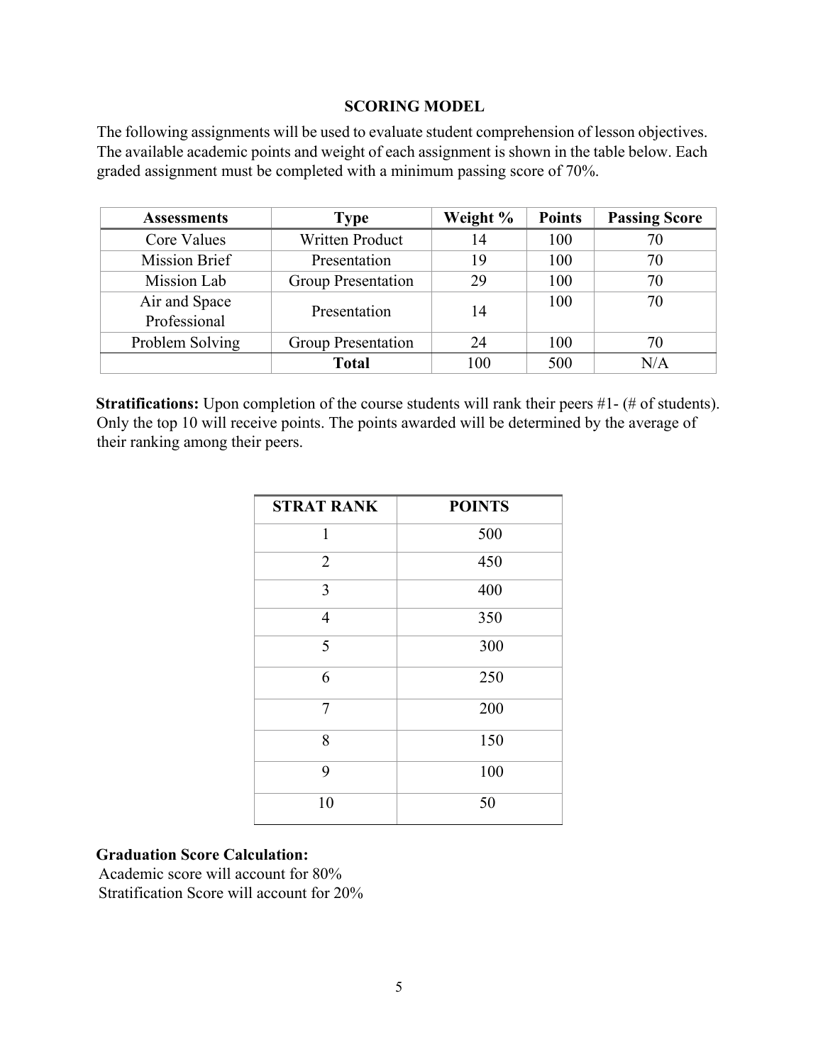## SCORING MODEL

The following assignments will be used to evaluate student comprehension of lesson objectives. The available academic points and weight of each assignment is shown in the table below. Each graded assignment must be completed with a minimum passing score of 70%.

| Assessments | Type | Weight % | Points | Passing Score |
|---|---|---|---|---|
| Core Values | Written Product | 14 | 100 | 70 |
| Mission Brief | Presentation | 19 | 100 | 70 |
| Mission Lab | Group Presentation | 29 | 100 | 70 |
| Air and Space Professional | Presentation | 14 | 100 | 70 |
| Problem Solving | Group Presentation | 24 | 100 | 70 |
| | **Total** | 100 | 500 | N/A |

**Stratifications:** Upon completion of the course students will rank their peers #1- (# of students). Only the top 10 will receive points. The points awarded will be determined by the average of their ranking among their peers.

| STRAT RANK | POINTS |
|---|---|
| 1 | 500 |
| 2 | 450 |
| 3 | 400 |
| 4 | 350 |
| 5 | 300 |
| 6 | 250 |
| 7 | 200 |
| 8 | 150 |
| 9 | 100 |
| 10 | 50 |

**Graduation Score Calculation:**

Academic score will account for 80%

Stratification Score will account for 20%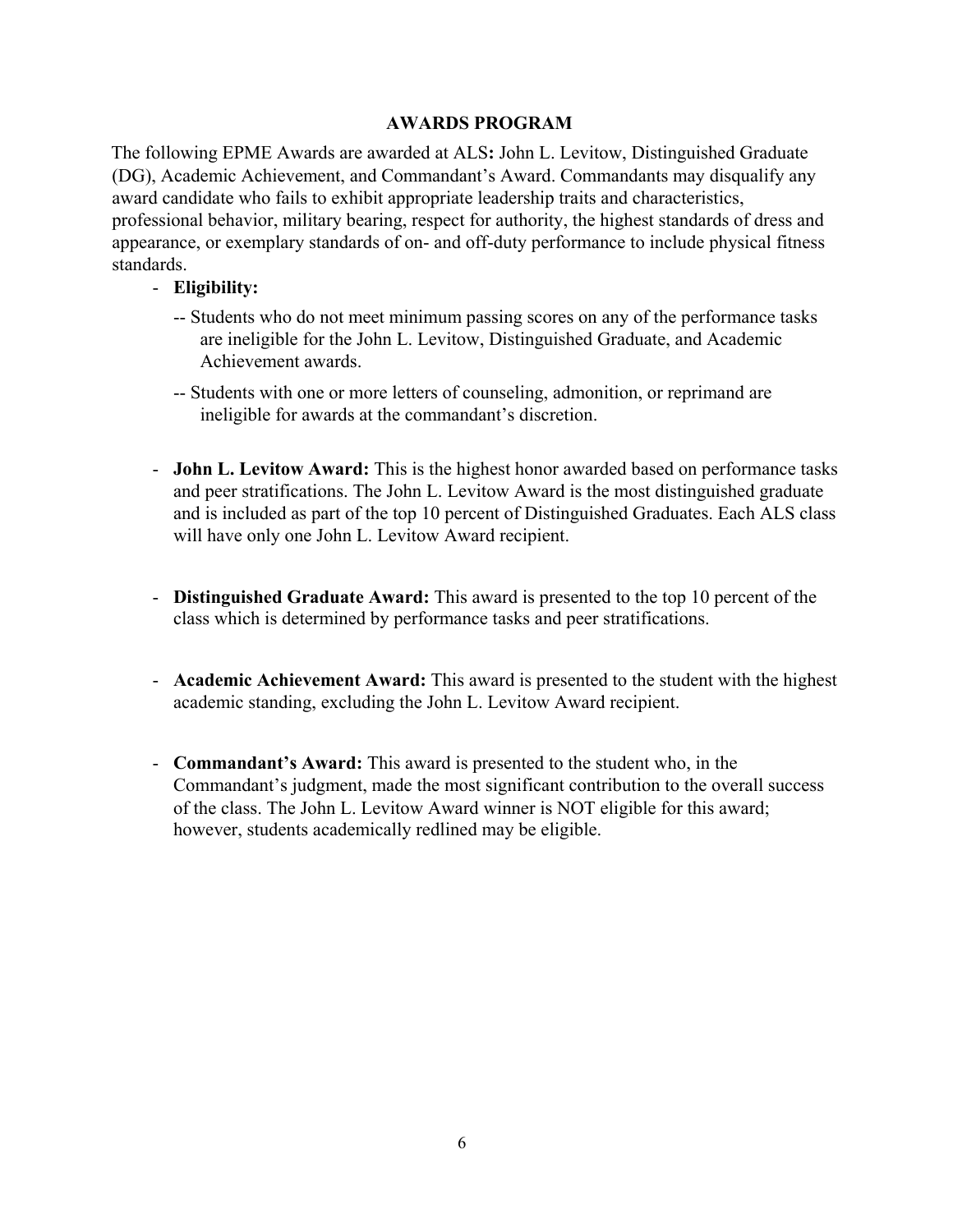## AWARDS PROGRAM

The following EPME Awards are awarded at ALS**:** John L. Levitow, Distinguished Graduate (DG), Academic Achievement, and Commandant's Award. Commandants may disqualify any award candidate who fails to exhibit appropriate leadership traits and characteristics, professional behavior, military bearing, respect for authority, the highest standards of dress and appearance, or exemplary standards of on- and off-duty performance to include physical fitness standards.

- **Eligibility:**
  - -- Students who do not meet minimum passing scores on any of the performance tasks are ineligible for the John L. Levitow, Distinguished Graduate, and Academic Achievement awards.
  - -- Students with one or more letters of counseling, admonition, or reprimand are ineligible for awards at the commandant's discretion.

- **John L. Levitow Award:** This is the highest honor awarded based on performance tasks and peer stratifications. The John L. Levitow Award is the most distinguished graduate and is included as part of the top 10 percent of Distinguished Graduates. Each ALS class will have only one John L. Levitow Award recipient.

- **Distinguished Graduate Award:** This award is presented to the top 10 percent of the class which is determined by performance tasks and peer stratifications.

- **Academic Achievement Award:** This award is presented to the student with the highest academic standing, excluding the John L. Levitow Award recipient.

- **Commandant's Award:** This award is presented to the student who, in the Commandant's judgment, made the most significant contribution to the overall success of the class. The John L. Levitow Award winner is NOT eligible for this award; however, students academically redlined may be eligible.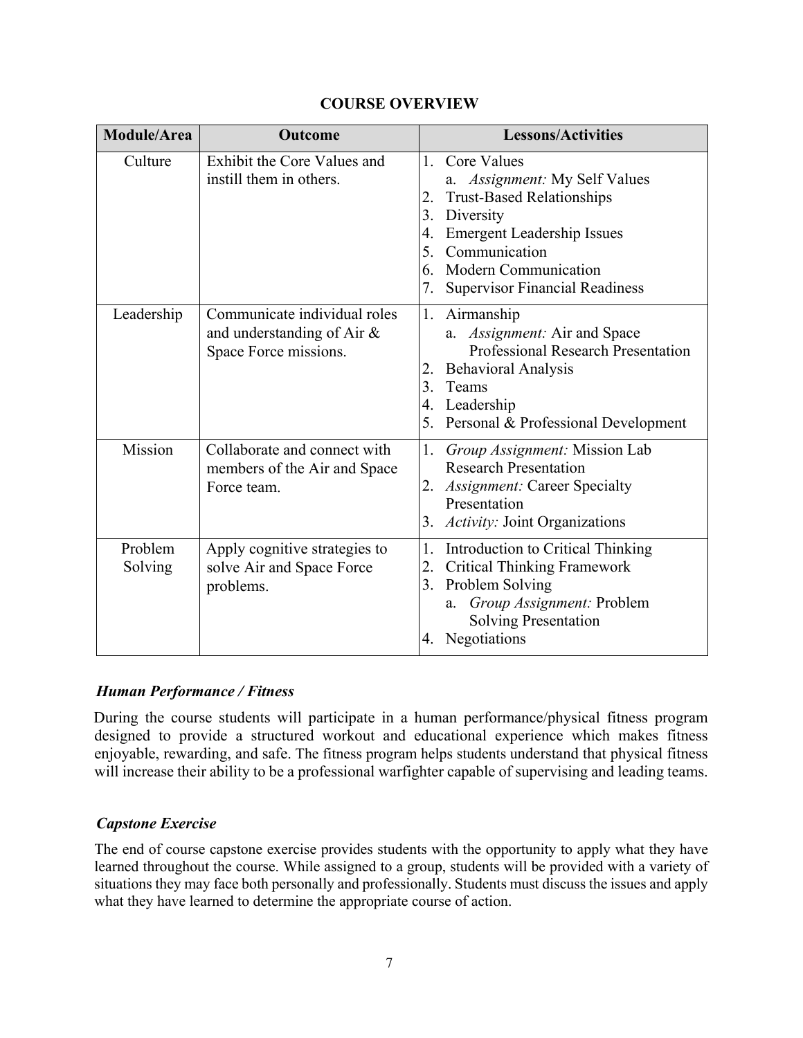## COURSE OVERVIEW

| Module/Area | Outcome | Lessons/Activities |
|---|---|---|
| Culture | Exhibit the Core Values and instill them in others. | 1. Core Values<br>   a. *Assignment:* My Self Values<br>2. Trust-Based Relationships<br>3. Diversity<br>4. Emergent Leadership Issues<br>5. Communication<br>6. Modern Communication<br>7. Supervisor Financial Readiness |
| Leadership | Communicate individual roles and understanding of Air & Space Force missions. | 1. Airmanship<br>   a. *Assignment:* Air and Space Professional Research Presentation<br>2. Behavioral Analysis<br>3. Teams<br>4. Leadership<br>5. Personal & Professional Development |
| Mission | Collaborate and connect with members of the Air and Space Force team. | 1. *Group Assignment:* Mission Lab Research Presentation<br>2. *Assignment:* Career Specialty Presentation<br>3. *Activity:* Joint Organizations |
| Problem Solving | Apply cognitive strategies to solve Air and Space Force problems. | 1. Introduction to Critical Thinking<br>2. Critical Thinking Framework<br>3. Problem Solving<br>   a. *Group Assignment:* Problem Solving Presentation<br>4. Negotiations |

### *Human Performance / Fitness*

During the course students will participate in a human performance/physical fitness program designed to provide a structured workout and educational experience which makes fitness enjoyable, rewarding, and safe. The fitness program helps students understand that physical fitness will increase their ability to be a professional warfighter capable of supervising and leading teams.

### *Capstone Exercise*

The end of course capstone exercise provides students with the opportunity to apply what they have learned throughout the course. While assigned to a group, students will be provided with a variety of situations they may face both personally and professionally. Students must discuss the issues and apply what they have learned to determine the appropriate course of action.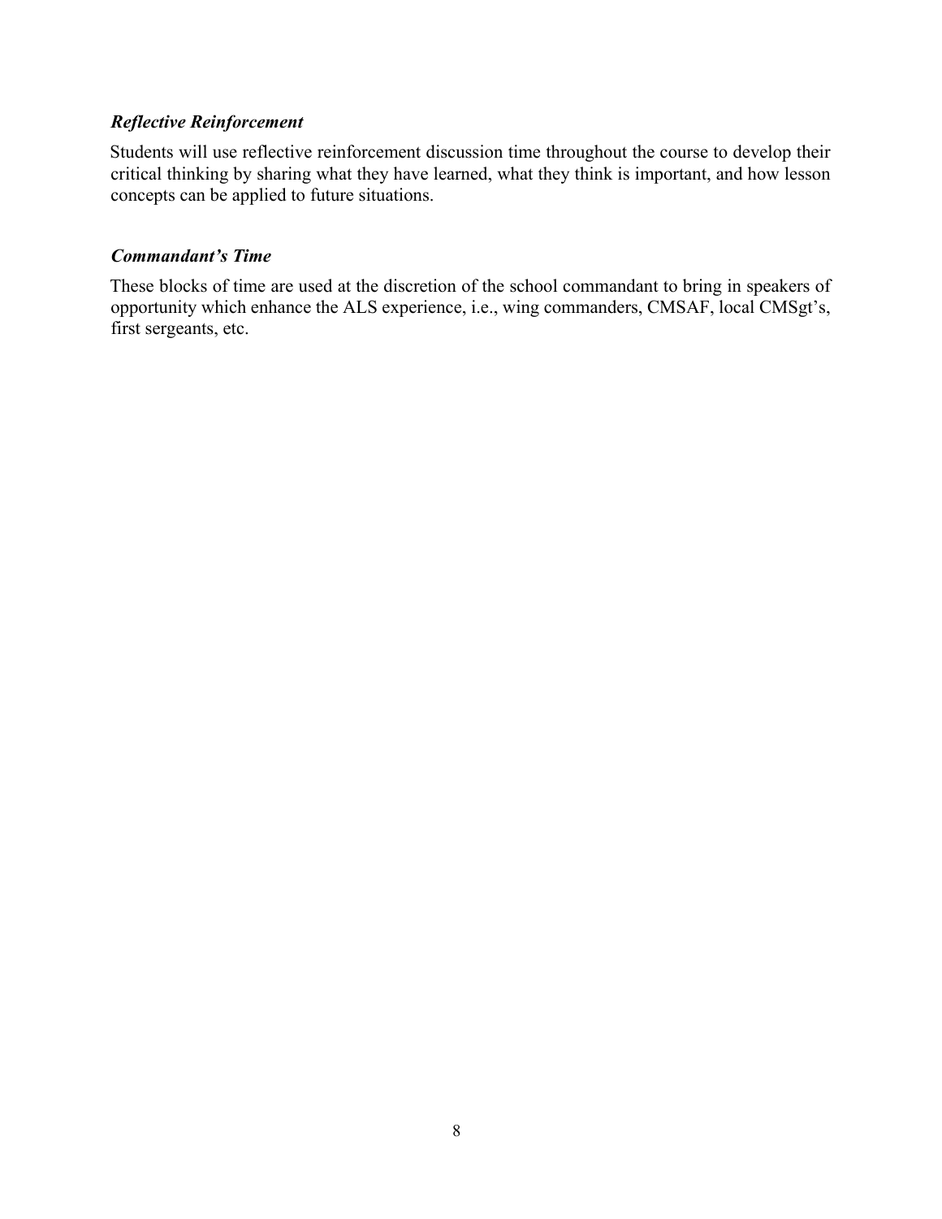### *Reflective Reinforcement*

Students will use reflective reinforcement discussion time throughout the course to develop their critical thinking by sharing what they have learned, what they think is important, and how lesson concepts can be applied to future situations.

### *Commandant's Time*

These blocks of time are used at the discretion of the school commandant to bring in speakers of opportunity which enhance the ALS experience, i.e., wing commanders, CMSAF, local CMSgt's, first sergeants, etc.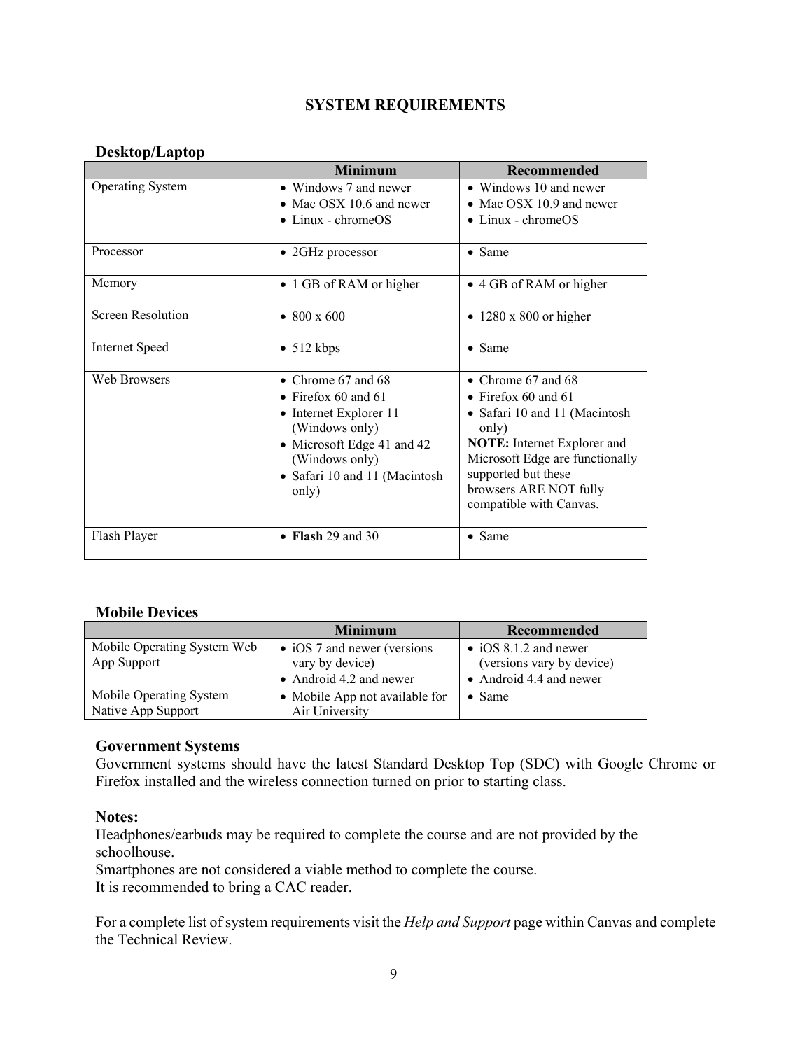# SYSTEM REQUIREMENTS

## Desktop/Laptop

| | Minimum | Recommended |
|---|---|---|
| Operating System | • Windows 7 and newer<br>• Mac OSX 10.6 and newer<br>• Linux - chromeOS | • Windows 10 and newer<br>• Mac OSX 10.9 and newer<br>• Linux - chromeOS |
| Processor | • 2GHz processor | • Same |
| Memory | • 1 GB of RAM or higher | • 4 GB of RAM or higher |
| Screen Resolution | • 800 x 600 | • 1280 x 800 or higher |
| Internet Speed | • 512 kbps | • Same |
| Web Browsers | • Chrome 67 and 68<br>• Firefox 60 and 61<br>• Internet Explorer 11 (Windows only)<br>• Microsoft Edge 41 and 42 (Windows only)<br>• Safari 10 and 11 (Macintosh only) | • Chrome 67 and 68<br>• Firefox 60 and 61<br>• Safari 10 and 11 (Macintosh only)<br>**NOTE:** Internet Explorer and Microsoft Edge are functionally supported but these browsers ARE NOT fully compatible with Canvas. |
| Flash Player | • **Flash** 29 and 30 | • Same |

## Mobile Devices

| | Minimum | Recommended |
|---|---|---|
| Mobile Operating System Web App Support | • iOS 7 and newer (versions vary by device)<br>• Android 4.2 and newer | • iOS 8.1.2 and newer (versions vary by device)<br>• Android 4.4 and newer |
| Mobile Operating System Native App Support | • Mobile App not available for Air University | • Same |

## Government Systems

Government systems should have the latest Standard Desktop Top (SDC) with Google Chrome or Firefox installed and the wireless connection turned on prior to starting class.

**Notes:**

Headphones/earbuds may be required to complete the course and are not provided by the schoolhouse.
Smartphones are not considered a viable method to complete the course.
It is recommended to bring a CAC reader.

For a complete list of system requirements visit the *Help and Support* page within Canvas and complete the Technical Review.